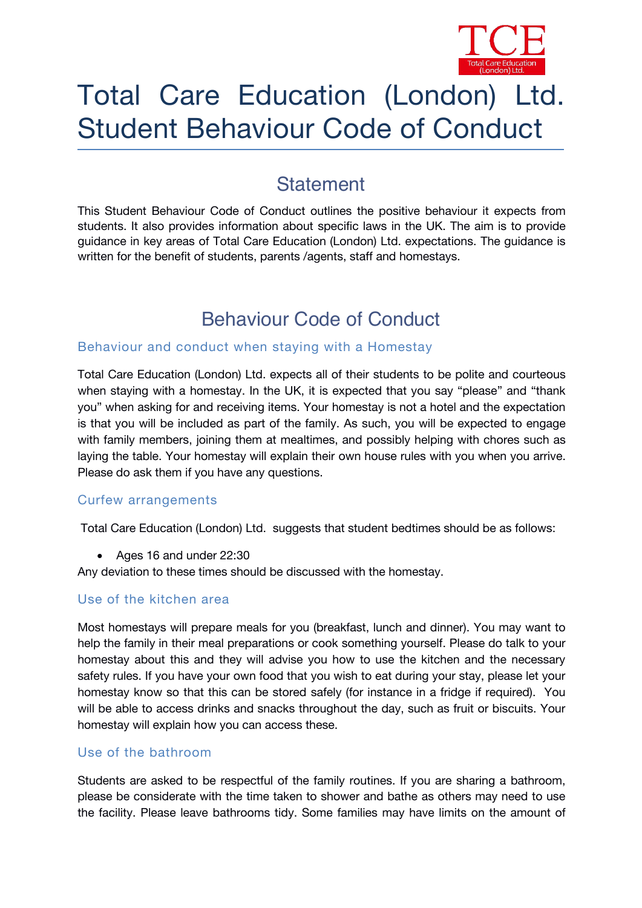# Total Care Education (London) Ltd. Student Behaviour Code of Conduct

## Statement

This Student Behaviour Code of Conduct outlines the positive behaviour it expects from students. It also provides information about specific laws in the UK. The aim is to provide guidance in key areas of Total Care Education (London) Ltd. expectations. The guidance is written for the benefit of students, parents /agents, staff and homestays.

## Behaviour Code of Conduct

### Behaviour and conduct when staying with a Homestay

Total Care Education (London) Ltd. expects all of their students to be polite and courteous when staying with a homestay. In the UK, it is expected that you say "please" and "thank you" when asking for and receiving items. Your homestay is not a hotel and the expectation is that you will be included as part of the family. As such, you will be expected to engage with family members, joining them at mealtimes, and possibly helping with chores such as laying the table. Your homestay will explain their own house rules with you when you arrive. Please do ask them if you have any questions.

### Curfew arrangements

Total Care Education (London) Ltd. suggests that student bedtimes should be as follows:

- Ages 16 and under 22:30

Any deviation to these times should be discussed with the homestay.

### Use of the kitchen area

Most homestays will prepare meals for you (breakfast, lunch and dinner). You may want to help the family in their meal preparations or cook something yourself. Please do talk to your homestay about this and they will advise you how to use the kitchen and the necessary safety rules. If you have your own food that you wish to eat during your stay, please let your homestay know so that this can be stored safely (for instance in a fridge if required). You will be able to access drinks and snacks throughout the day, such as fruit or biscuits. Your homestay will explain how you can access these.

### Use of the bathroom

Students are asked to be respectful of the family routines. If you are sharing a bathroom, please be considerate with the time taken to shower and bathe as others may need to use the facility. Please leave bathrooms tidy. Some families may have limits on the amount of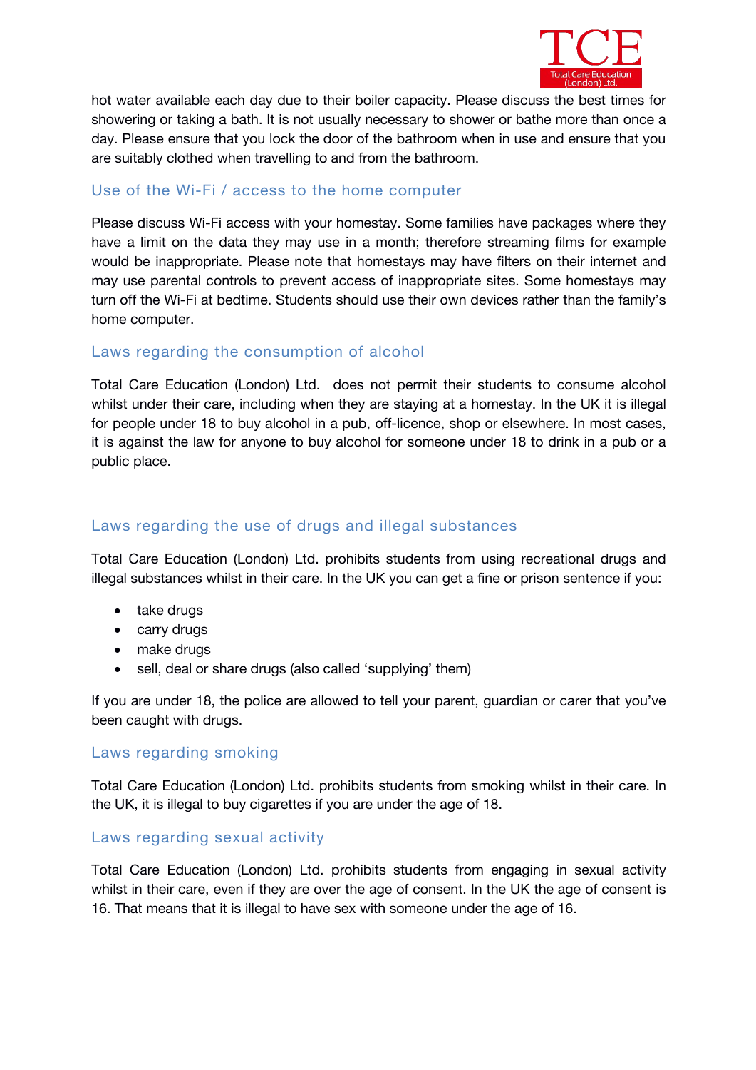hot water available each day due to their boiler capacity. Please discuss the best times for showering or taking a bath. It is not usually necessary to shower or bathe more than once a day. Please ensure that you lock the door of the bathroom when in use and ensure that you are suitably clothed when travelling to and from the bathroom.

## Use of the Wi-Fi / access to the home computer

Please discuss Wi-Fi access with your homestay. Some families have packages where they have a limit on the data they may use in a month; therefore streaming films for example would be inappropriate. Please note that homestays may have filters on their internet and may use parental controls to prevent access of inappropriate sites. Some homestays may turn off the Wi-Fi at bedtime. Students should use their own devices rather than the family's home computer.

## Laws regarding the consumption of alcohol

Total Care Education (London) Ltd. does not permit their students to consume alcohol whilst under their care, including when they are staying at a homestay. In the UK it is illegal for people under 18 to buy alcohol in a pub, off-licence, shop or elsewhere. In most cases, it is against the law for anyone to buy alcohol for someone under 18 to drink in a pub or a public place.

## Laws regarding the use of drugs and illegal substances

Total Care Education (London) Ltd. prohibits students from using recreational drugs and illegal substances whilst in their care. In the UK you can get a fine or prison sentence if you:

- take drugs
- carry drugs
- make drugs
- sell, deal or share drugs (also called 'supplying' them)

If you are under 18, the police are allowed to tell your parent, guardian or carer that you've been caught with drugs.

## Laws regarding smoking

Total Care Education (London) Ltd. prohibits students from smoking whilst in their care. In the UK, it is illegal to buy cigarettes if you are under the age of 18.

## Laws regarding sexual activity

Total Care Education (London) Ltd. prohibits students from engaging in sexual activity whilst in their care, even if they are over the age of consent. In the UK the age of consent is 16. That means that it is illegal to have sex with someone under the age of 16.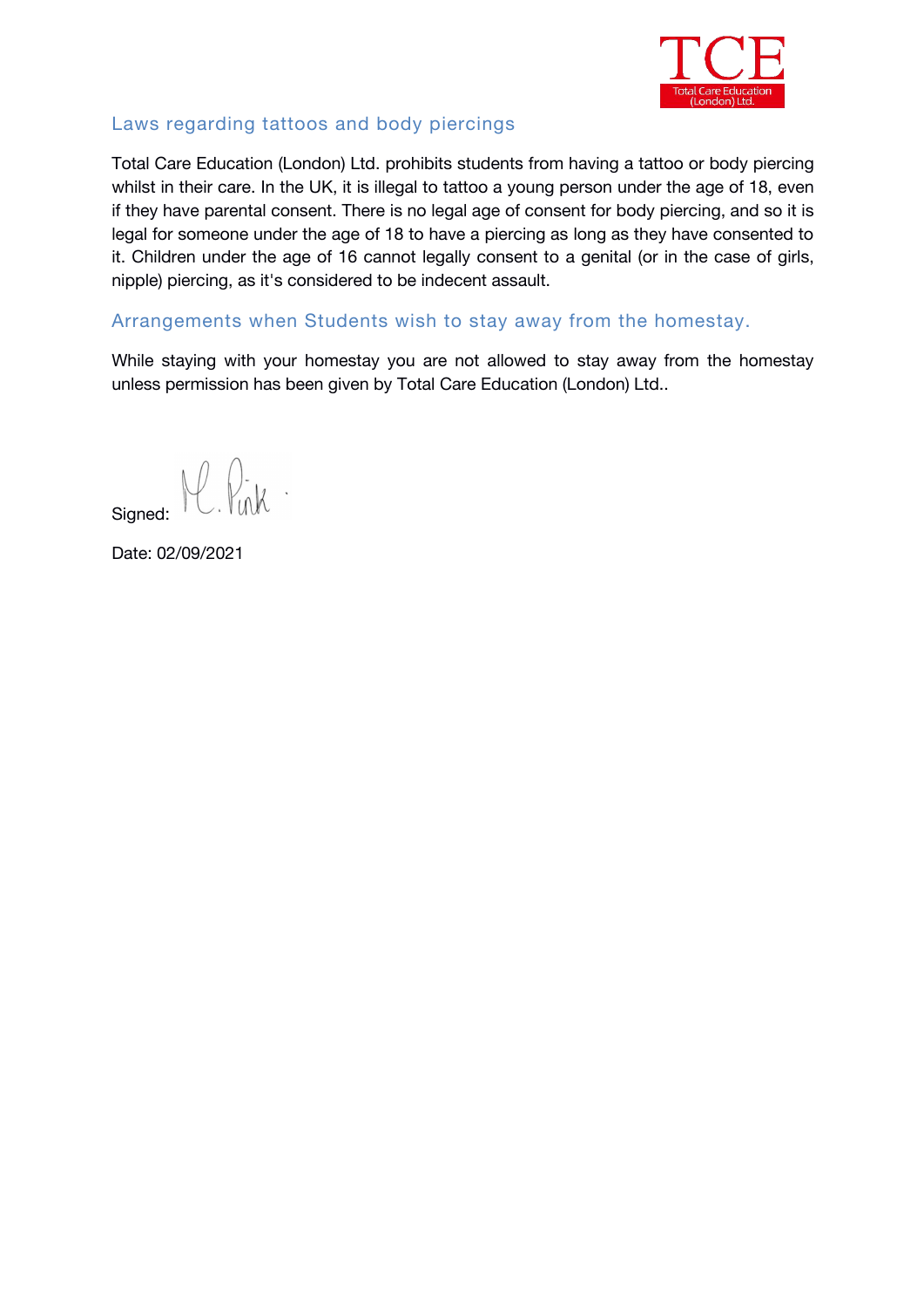## Laws regarding tattoos and body piercings

Total Care Education (London) Ltd. prohibits students from having a tattoo or body piercing whilst in their care. In the UK, it is illegal to tattoo a young person under the age of 18, even if they have parental consent. There is no legal age of consent for body piercing, and so it is legal for someone under the age of 18 to have a piercing as long as they have consented to it. Children under the age of 16 cannot legally consent to a genital (or in the case of girls, nipple) piercing, as it's considered to be indecent assault.

## Arrangements when Students wish to stay away from the homestay.

While staying with your homestay you are not allowed to stay away from the homestay unless permission has been given by Total Care Education (London) Ltd..

Signed: M. Pink

Date: 02/09/2021